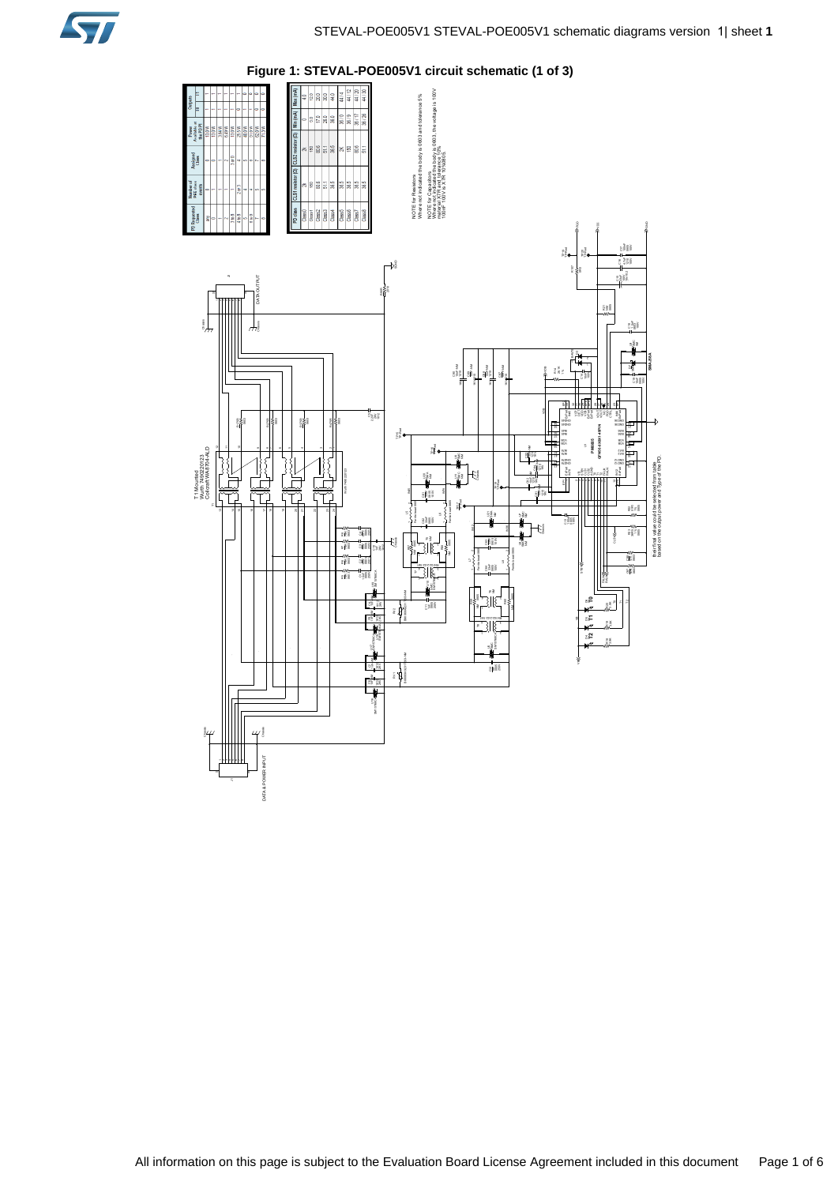**Figure 1: STEVAL-POE005V1 circuit schematic (1 of 3)**

| PD Requested Class | Number of PSE class events | Assigned Class | Power Available at the PI (PI) | T0 | T1 |
|---|---|---|---|---|---|
| any | 1 | 0 | 13.0 W | 1 | 1 |
| 0 | 1 | 0 | 13.0 W | 1 | 1 |
| 1 | 1 | 1 | 3.84 W | 1 | 1 |
| 2 | 1 | 2 | 6.49 W | 1 | 1 |
| 3 | 1 | 3 | 13.0 W | 1 | 1 |
| 4 | 2 or 3 | 4 | 25.5 W | 0 | 1 |
| 5 | 4 | 5 | 40.0 W | 1 | 0 |
| 6 | 4 | 6 | 51.0 W | 1 | 0 |
| 7 | 5 | 7 | 62.0 W | 0 | 0 |
| 8 | 5 | 8 | 71.3 W | 0 | 0 |

| PD class | CLS1 resistor (Ω) | CLS2 resistor (Ω) | Min (mA) | Max (mA) |
|---|---|---|---|---|
| Class0 | 2k | 2k | 0 | 4.0 |
| Class1 | 150 | 150 | 9.0 | 12.0 |
| Class2 | 80.6 | 80.6 | 17.0 | 20.0 |
| Class3 | 51.1 | 51.1 | 26.0 | 30.0 |
| Class4 | 36.5 | 36.5 | 36.0 | 44.0 |
| Class5 | 36.5 | 2k | 36 / 0 | 44 / 4 |
| Class6 | 36.5 | 150 | 36 / 9 | 44 / 12 |
| Class7 | 36.5 | 80.6 | 36 / 17 | 44 / 20 |
| Class8 | 36.5 | 51.1 | 36 / 26 | 44 / 30 |

NOTE for Resistors:
Where not indicated the body is 0603 and tolerance 5%

NOTE for Capacitors:
Where not indicated the body is 0603, the voltage is 100V material X7R and tolerance 10%
100 nF 100 V is X7R 10% 0805

T1 Mounted
Wurth 7490220123
Coilcraft WA8701-ALD

DATA OUTPUT

DATA & POWER INPUT

PM8805

the final value could be selected from table based on the output power and Type of the PD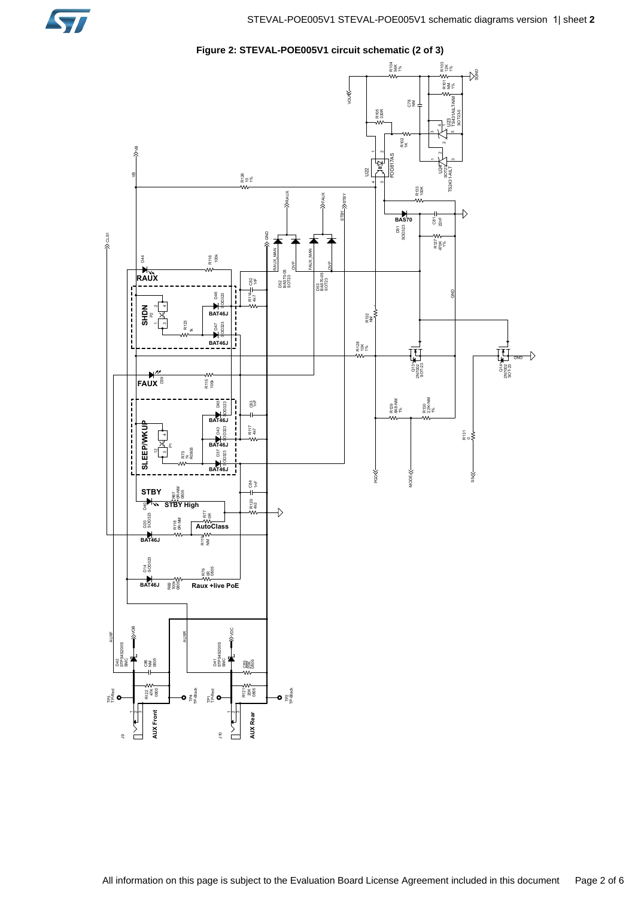**Figure 2: STEVAL-POE005V1 circuit schematic (2 of 3)**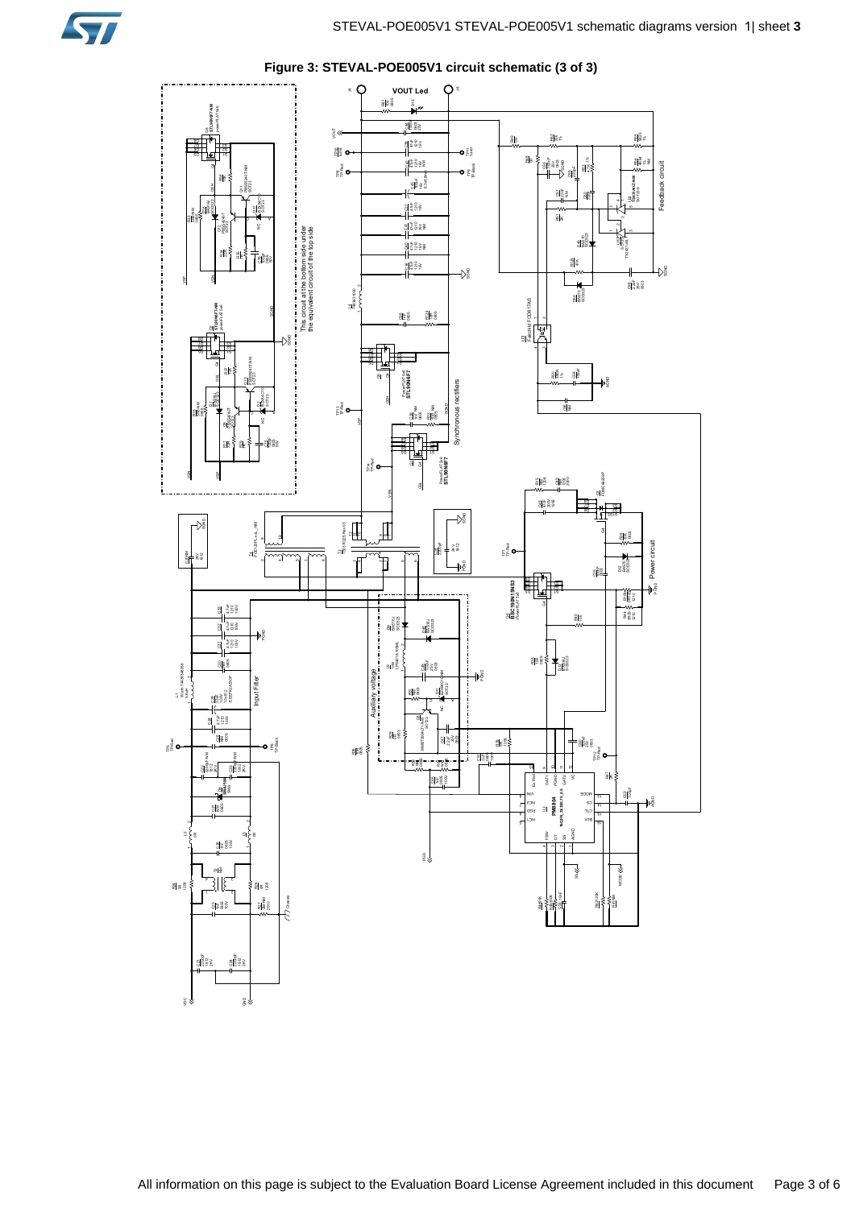**Figure 3: STEVAL-POE005V1 circuit schematic (3 of 3)**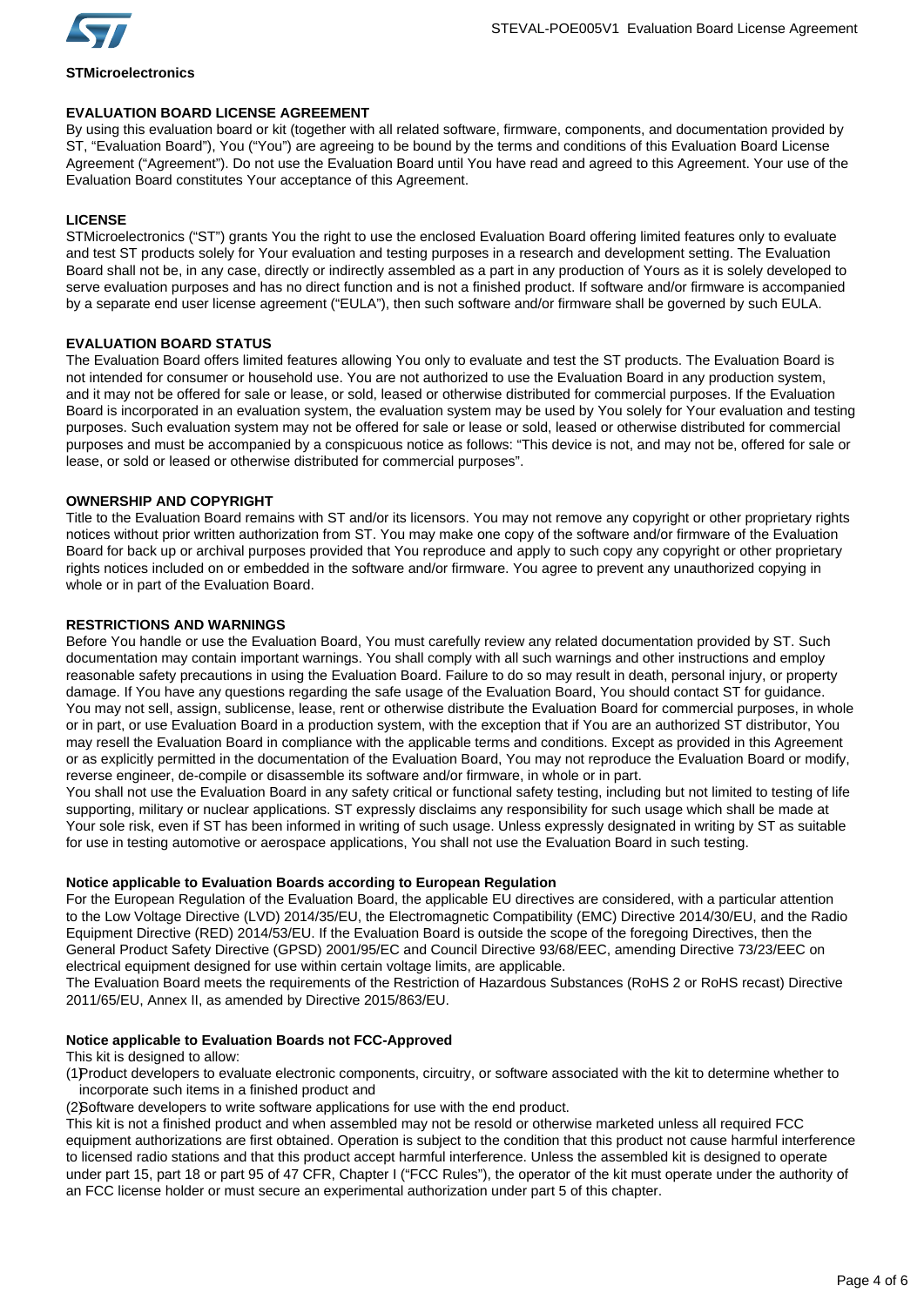**STMicroelectronics**

## EVALUATION BOARD LICENSE AGREEMENT

By using this evaluation board or kit (together with all related software, firmware, components, and documentation provided by ST, “Evaluation Board”), You (“You”) are agreeing to be bound by the terms and conditions of this Evaluation Board License Agreement (“Agreement”). Do not use the Evaluation Board until You have read and agreed to this Agreement. Your use of the Evaluation Board constitutes Your acceptance of this Agreement.

## LICENSE

STMicroelectronics (“ST”) grants You the right to use the enclosed Evaluation Board offering limited features only to evaluate and test ST products solely for Your evaluation and testing purposes in a research and development setting. The Evaluation Board shall not be, in any case, directly or indirectly assembled as a part in any production of Yours as it is solely developed to serve evaluation purposes and has no direct function and is not a finished product. If software and/or firmware is accompanied by a separate end user license agreement (“EULA”), then such software and/or firmware shall be governed by such EULA.

## EVALUATION BOARD STATUS

The Evaluation Board offers limited features allowing You only to evaluate and test the ST products. The Evaluation Board is not intended for consumer or household use. You are not authorized to use the Evaluation Board in any production system, and it may not be offered for sale or lease, or sold, leased or otherwise distributed for commercial purposes. If the Evaluation Board is incorporated in an evaluation system, the evaluation system may be used by You solely for Your evaluation and testing purposes. Such evaluation system may not be offered for sale or lease or sold, leased or otherwise distributed for commercial purposes and must be accompanied by a conspicuous notice as follows: “This device is not, and may not be, offered for sale or lease, or sold or leased or otherwise distributed for commercial purposes”.

## OWNERSHIP AND COPYRIGHT

Title to the Evaluation Board remains with ST and/or its licensors. You may not remove any copyright or other proprietary rights notices without prior written authorization from ST. You may make one copy of the software and/or firmware of the Evaluation Board for back up or archival purposes provided that You reproduce and apply to such copy any copyright or other proprietary rights notices included on or embedded in the software and/or firmware. You agree to prevent any unauthorized copying in whole or in part of the Evaluation Board.

## RESTRICTIONS AND WARNINGS

Before You handle or use the Evaluation Board, You must carefully review any related documentation provided by ST. Such documentation may contain important warnings. You shall comply with all such warnings and other instructions and employ reasonable safety precautions in using the Evaluation Board. Failure to do so may result in death, personal injury, or property damage. If You have any questions regarding the safe usage of the Evaluation Board, You should contact ST for guidance. You may not sell, assign, sublicense, lease, rent or otherwise distribute the Evaluation Board for commercial purposes, in whole or in part, or use Evaluation Board in a production system, with the exception that if You are an authorized ST distributor, You may resell the Evaluation Board in compliance with the applicable terms and conditions. Except as provided in this Agreement or as explicitly permitted in the documentation of the Evaluation Board, You may not reproduce the Evaluation Board or modify, reverse engineer, de-compile or disassemble its software and/or firmware, in whole or in part.

You shall not use the Evaluation Board in any safety critical or functional safety testing, including but not limited to testing of life supporting, military or nuclear applications. ST expressly disclaims any responsibility for such usage which shall be made at Your sole risk, even if ST has been informed in writing of such usage. Unless expressly designated in writing by ST as suitable for use in testing automotive or aerospace applications, You shall not use the Evaluation Board in such testing.

### Notice applicable to Evaluation Boards according to European Regulation

For the European Regulation of the Evaluation Board, the applicable EU directives are considered, with a particular attention to the Low Voltage Directive (LVD) 2014/35/EU, the Electromagnetic Compatibility (EMC) Directive 2014/30/EU, and the Radio Equipment Directive (RED) 2014/53/EU. If the Evaluation Board is outside the scope of the foregoing Directives, then the General Product Safety Directive (GPSD) 2001/95/EC and Council Directive 93/68/EEC, amending Directive 73/23/EEC on electrical equipment designed for use within certain voltage limits, are applicable.

The Evaluation Board meets the requirements of the Restriction of Hazardous Substances (RoHS 2 or RoHS recast) Directive 2011/65/EU, Annex II, as amended by Directive 2015/863/EU.

### Notice applicable to Evaluation Boards not FCC-Approved

This kit is designed to allow:

(1) Product developers to evaluate electronic components, circuitry, or software associated with the kit to determine whether to incorporate such items in a finished product and

(2) Software developers to write software applications for use with the end product.

This kit is not a finished product and when assembled may not be resold or otherwise marketed unless all required FCC equipment authorizations are first obtained. Operation is subject to the condition that this product not cause harmful interference to licensed radio stations and that this product accept harmful interference. Unless the assembled kit is designed to operate under part 15, part 18 or part 95 of 47 CFR, Chapter I (“FCC Rules”), the operator of the kit must operate under the authority of an FCC license holder or must secure an experimental authorization under part 5 of this chapter.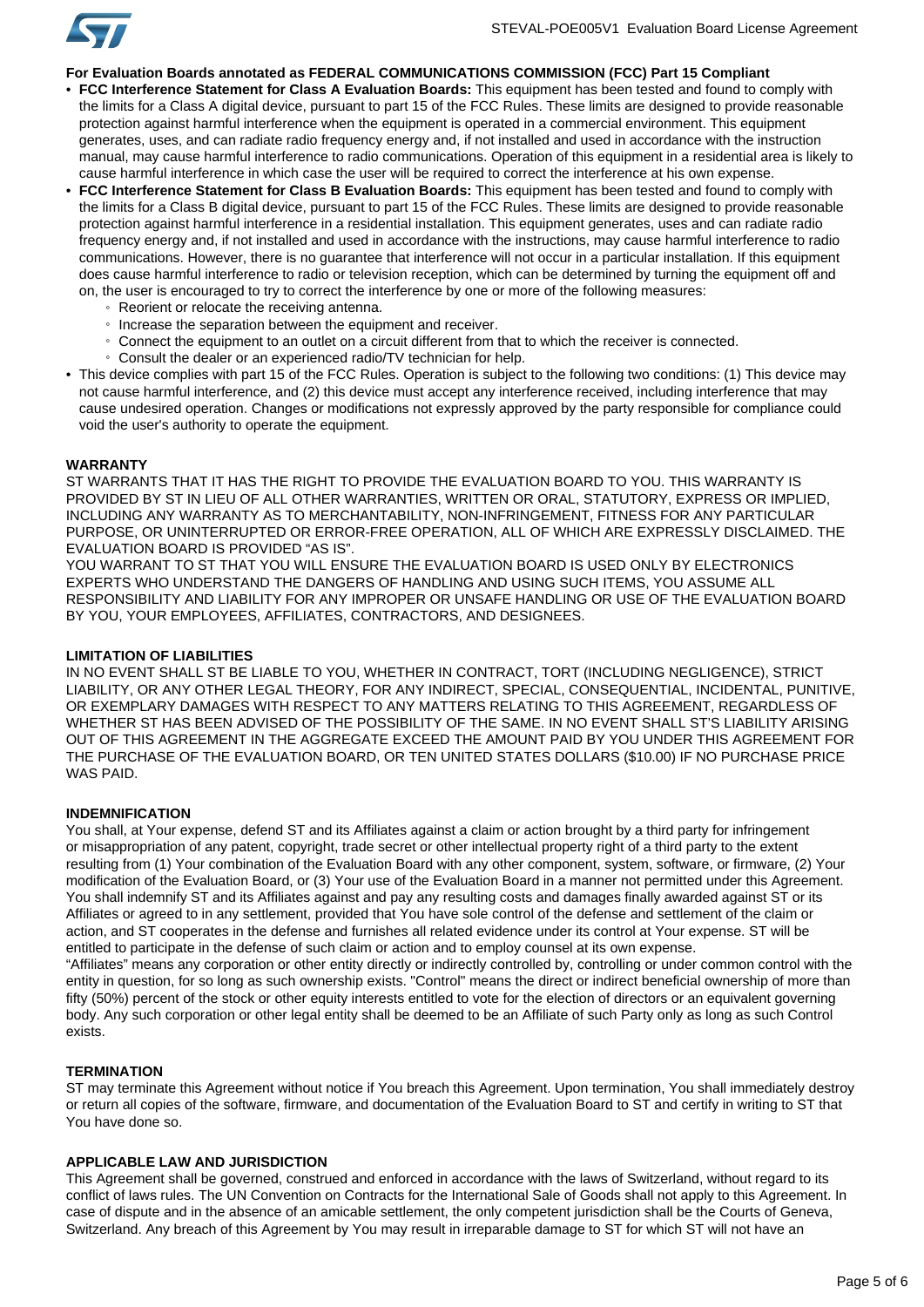**For Evaluation Boards annotated as FEDERAL COMMUNICATIONS COMMISSION (FCC) Part 15 Compliant**

- **FCC Interference Statement for Class A Evaluation Boards:** This equipment has been tested and found to comply with the limits for a Class A digital device, pursuant to part 15 of the FCC Rules. These limits are designed to provide reasonable protection against harmful interference when the equipment is operated in a commercial environment. This equipment generates, uses, and can radiate radio frequency energy and, if not installed and used in accordance with the instruction manual, may cause harmful interference to radio communications. Operation of this equipment in a residential area is likely to cause harmful interference in which case the user will be required to correct the interference at his own expense.
- **FCC Interference Statement for Class B Evaluation Boards:** This equipment has been tested and found to comply with the limits for a Class B digital device, pursuant to part 15 of the FCC Rules. These limits are designed to provide reasonable protection against harmful interference in a residential installation. This equipment generates, uses and can radiate radio frequency energy and, if not installed and used in accordance with the instructions, may cause harmful interference to radio communications. However, there is no guarantee that interference will not occur in a particular installation. If this equipment does cause harmful interference to radio or television reception, which can be determined by turning the equipment off and on, the user is encouraged to try to correct the interference by one or more of the following measures:
  - Reorient or relocate the receiving antenna.
  - Increase the separation between the equipment and receiver.
  - Connect the equipment to an outlet on a circuit different from that to which the receiver is connected.
  - Consult the dealer or an experienced radio/TV technician for help.
- This device complies with part 15 of the FCC Rules. Operation is subject to the following two conditions: (1) This device may not cause harmful interference, and (2) this device must accept any interference received, including interference that may cause undesired operation. Changes or modifications not expressly approved by the party responsible for compliance could void the user's authority to operate the equipment.

**WARRANTY**

ST WARRANTS THAT IT HAS THE RIGHT TO PROVIDE THE EVALUATION BOARD TO YOU. THIS WARRANTY IS PROVIDED BY ST IN LIEU OF ALL OTHER WARRANTIES, WRITTEN OR ORAL, STATUTORY, EXPRESS OR IMPLIED, INCLUDING ANY WARRANTY AS TO MERCHANTABILITY, NON-INFRINGEMENT, FITNESS FOR ANY PARTICULAR PURPOSE, OR UNINTERRUPTED OR ERROR-FREE OPERATION, ALL OF WHICH ARE EXPRESSLY DISCLAIMED. THE EVALUATION BOARD IS PROVIDED "AS IS".
YOU WARRANT TO ST THAT YOU WILL ENSURE THE EVALUATION BOARD IS USED ONLY BY ELECTRONICS EXPERTS WHO UNDERSTAND THE DANGERS OF HANDLING AND USING SUCH ITEMS, YOU ASSUME ALL RESPONSIBILITY AND LIABILITY FOR ANY IMPROPER OR UNSAFE HANDLING OR USE OF THE EVALUATION BOARD BY YOU, YOUR EMPLOYEES, AFFILIATES, CONTRACTORS, AND DESIGNEES.

**LIMITATION OF LIABILITIES**

IN NO EVENT SHALL ST BE LIABLE TO YOU, WHETHER IN CONTRACT, TORT (INCLUDING NEGLIGENCE), STRICT LIABILITY, OR ANY OTHER LEGAL THEORY, FOR ANY INDIRECT, SPECIAL, CONSEQUENTIAL, INCIDENTAL, PUNITIVE, OR EXEMPLARY DAMAGES WITH RESPECT TO ANY MATTERS RELATING TO THIS AGREEMENT, REGARDLESS OF WHETHER ST HAS BEEN ADVISED OF THE POSSIBILITY OF THE SAME. IN NO EVENT SHALL ST'S LIABILITY ARISING OUT OF THIS AGREEMENT IN THE AGGREGATE EXCEED THE AMOUNT PAID BY YOU UNDER THIS AGREEMENT FOR THE PURCHASE OF THE EVALUATION BOARD, OR TEN UNITED STATES DOLLARS ($10.00) IF NO PURCHASE PRICE WAS PAID.

**INDEMNIFICATION**

You shall, at Your expense, defend ST and its Affiliates against a claim or action brought by a third party for infringement or misappropriation of any patent, copyright, trade secret or other intellectual property right of a third party to the extent resulting from (1) Your combination of the Evaluation Board with any other component, system, software, or firmware, (2) Your modification of the Evaluation Board, or (3) Your use of the Evaluation Board in a manner not permitted under this Agreement. You shall indemnify ST and its Affiliates against and pay any resulting costs and damages finally awarded against ST or its Affiliates or agreed to in any settlement, provided that You have sole control of the defense and settlement of the claim or action, and ST cooperates in the defense and furnishes all related evidence under its control at Your expense. ST will be entitled to participate in the defense of such claim or action and to employ counsel at its own expense.
"Affiliates" means any corporation or other entity directly or indirectly controlled by, controlling or under common control with the entity in question, for so long as such ownership exists. "Control" means the direct or indirect beneficial ownership of more than fifty (50%) percent of the stock or other equity interests entitled to vote for the election of directors or an equivalent governing body. Any such corporation or other legal entity shall be deemed to be an Affiliate of such Party only as long as such Control exists.

**TERMINATION**

ST may terminate this Agreement without notice if You breach this Agreement. Upon termination, You shall immediately destroy or return all copies of the software, firmware, and documentation of the Evaluation Board to ST and certify in writing to ST that You have done so.

**APPLICABLE LAW AND JURISDICTION**

This Agreement shall be governed, construed and enforced in accordance with the laws of Switzerland, without regard to its conflict of laws rules. The UN Convention on Contracts for the International Sale of Goods shall not apply to this Agreement. In case of dispute and in the absence of an amicable settlement, the only competent jurisdiction shall be the Courts of Geneva, Switzerland. Any breach of this Agreement by You may result in irreparable damage to ST for which ST will not have an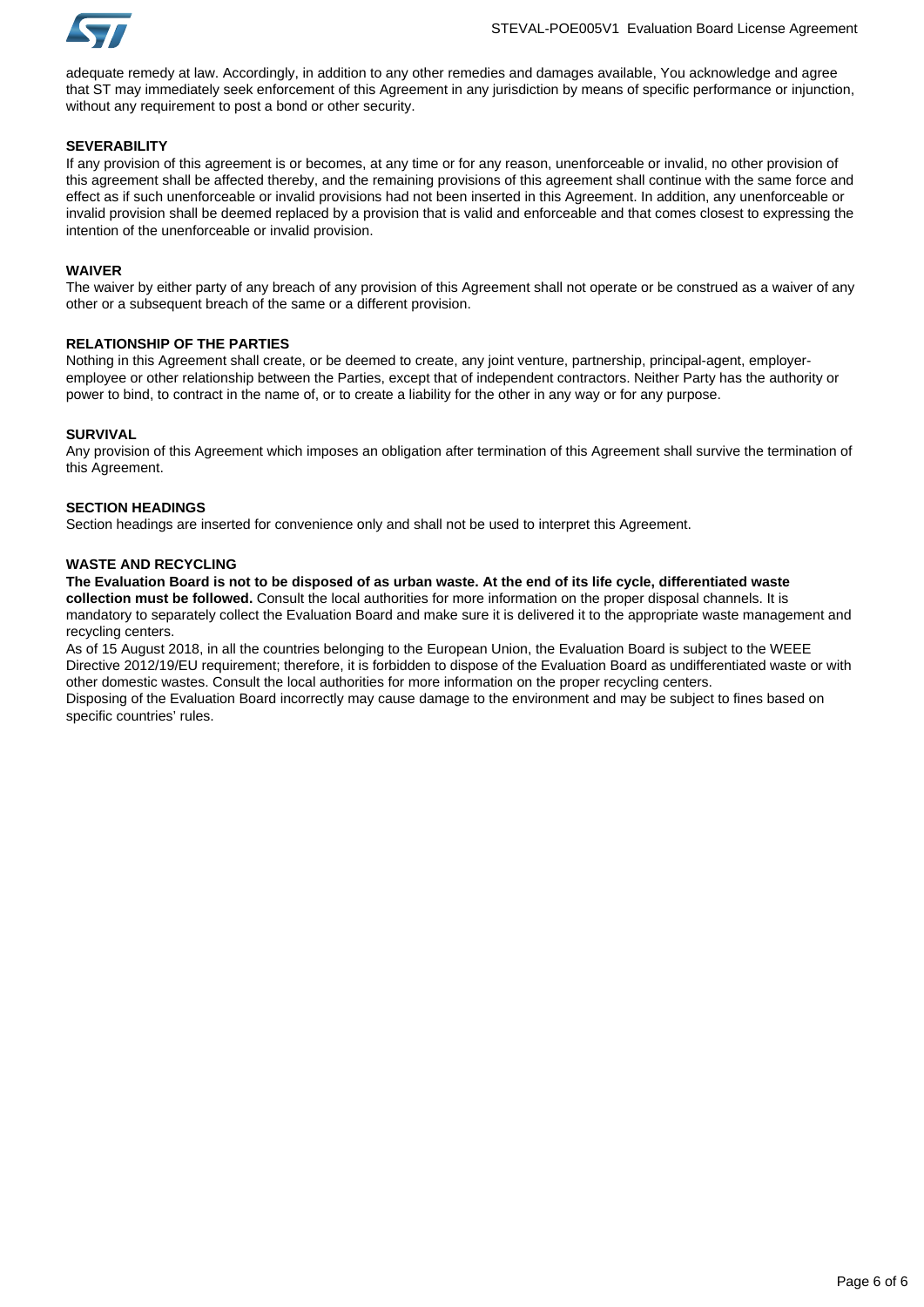adequate remedy at law. Accordingly, in addition to any other remedies and damages available, You acknowledge and agree that ST may immediately seek enforcement of this Agreement in any jurisdiction by means of specific performance or injunction, without any requirement to post a bond or other security.

**SEVERABILITY**

If any provision of this agreement is or becomes, at any time or for any reason, unenforceable or invalid, no other provision of this agreement shall be affected thereby, and the remaining provisions of this agreement shall continue with the same force and effect as if such unenforceable or invalid provisions had not been inserted in this Agreement. In addition, any unenforceable or invalid provision shall be deemed replaced by a provision that is valid and enforceable and that comes closest to expressing the intention of the unenforceable or invalid provision.

**WAIVER**

The waiver by either party of any breach of any provision of this Agreement shall not operate or be construed as a waiver of any other or a subsequent breach of the same or a different provision.

**RELATIONSHIP OF THE PARTIES**

Nothing in this Agreement shall create, or be deemed to create, any joint venture, partnership, principal-agent, employer-employee or other relationship between the Parties, except that of independent contractors. Neither Party has the authority or power to bind, to contract in the name of, or to create a liability for the other in any way or for any purpose.

**SURVIVAL**

Any provision of this Agreement which imposes an obligation after termination of this Agreement shall survive the termination of this Agreement.

**SECTION HEADINGS**

Section headings are inserted for convenience only and shall not be used to interpret this Agreement.

**WASTE AND RECYCLING**

**The Evaluation Board is not to be disposed of as urban waste. At the end of its life cycle, differentiated waste collection must be followed.** Consult the local authorities for more information on the proper disposal channels. It is mandatory to separately collect the Evaluation Board and make sure it is delivered it to the appropriate waste management and recycling centers.

As of 15 August 2018, in all the countries belonging to the European Union, the Evaluation Board is subject to the WEEE Directive 2012/19/EU requirement; therefore, it is forbidden to dispose of the Evaluation Board as undifferentiated waste or with other domestic wastes. Consult the local authorities for more information on the proper recycling centers.

Disposing of the Evaluation Board incorrectly may cause damage to the environment and may be subject to fines based on specific countries' rules.